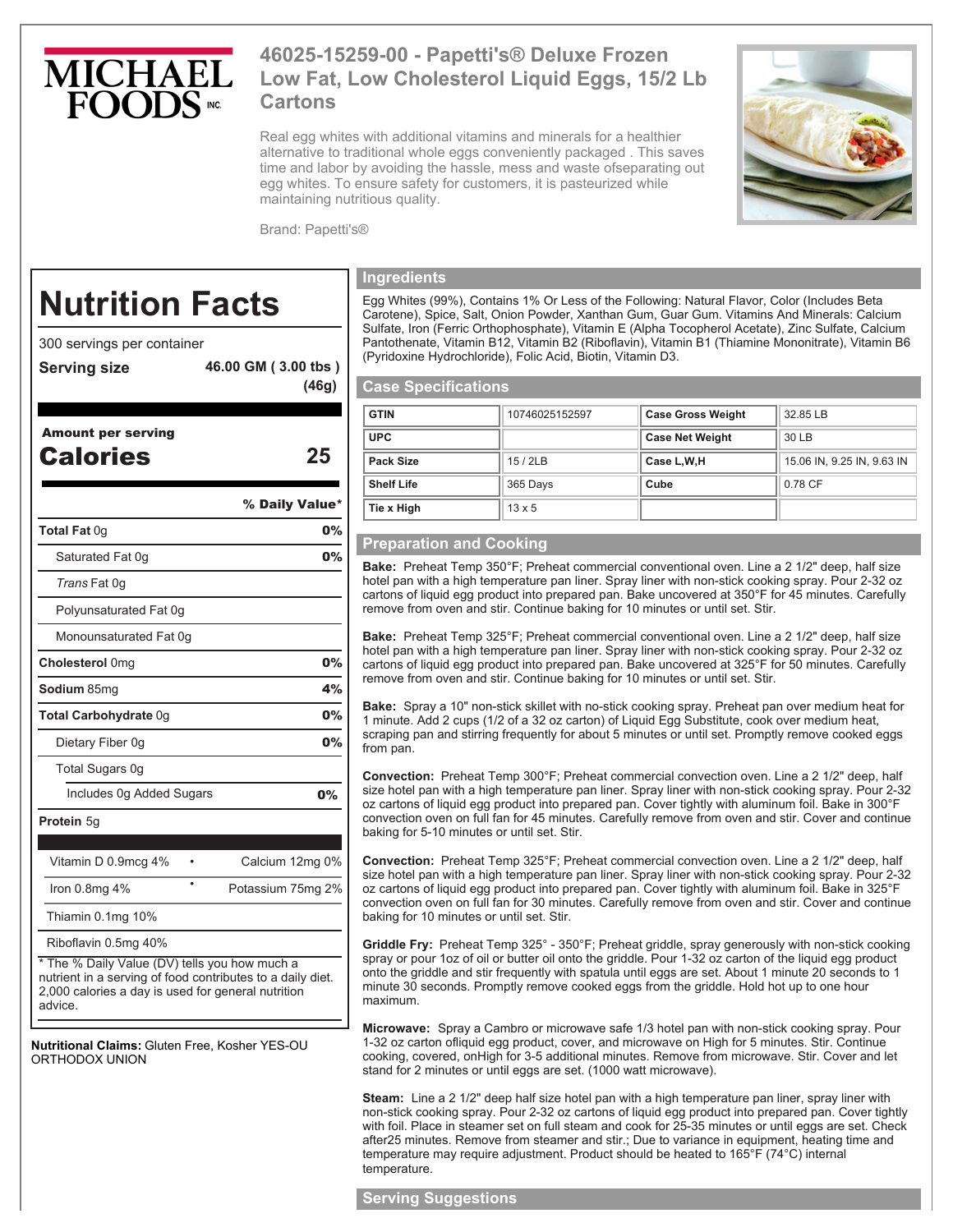MICHAEL FOODS INC.

# 46025-15259-00 - Papetti's® Deluxe Frozen Low Fat, Low Cholesterol Liquid Eggs, 15/2 Lb Cartons

Real egg whites with additional vitamins and minerals for a healthier alternative to traditional whole eggs conveniently packaged . This saves time and labor by avoiding the hassle, mess and waste ofseparating out egg whites. To ensure safety for customers, it is pasteurized while maintaining nutritious quality.

Brand: Papetti's®

## Nutrition Facts

300 servings per container

**Serving size** 46.00 GM ( 3.00 tbs ) (46g)

**Amount per serving**

**Calories** 25

| | % Daily Value* |
|---|---|
| **Total Fat** 0g | 0% |
| Saturated Fat 0g | 0% |
| *Trans* Fat 0g | |
| Polyunsaturated Fat 0g | |
| Monounsaturated Fat 0g | |
| **Cholesterol** 0mg | 0% |
| **Sodium** 85mg | 4% |
| **Total Carbohydrate** 0g | 0% |
| Dietary Fiber 0g | 0% |
| Total Sugars 0g | |
| Includes 0g Added Sugars | 0% |
| **Protein** 5g | |

| | |
|---|---|
| Vitamin D 0.9mcg 4% | Calcium 12mg 0% |
| Iron 0.8mg 4% | Potassium 75mg 2% |
| Thiamin 0.1mg 10% | |
| Riboflavin 0.5mg 40% | |

* The % Daily Value (DV) tells you how much a nutrient in a serving of food contributes to a daily diet. 2,000 calories a day is used for general nutrition advice.

**Nutritional Claims:** Gluten Free, Kosher YES-OU ORTHODOX UNION

## Ingredients

Egg Whites (99%), Contains 1% Or Less of the Following: Natural Flavor, Color (Includes Beta Carotene), Spice, Salt, Onion Powder, Xanthan Gum, Guar Gum. Vitamins And Minerals: Calcium Sulfate, Iron (Ferric Orthophosphate), Vitamin E (Alpha Tocopherol Acetate), Zinc Sulfate, Calcium Pantothenate, Vitamin B12, Vitamin B2 (Riboflavin), Vitamin B1 (Thiamine Mononitrate), Vitamin B6 (Pyridoxine Hydrochloride), Folic Acid, Biotin, Vitamin D3.

## Case Specifications

| | | | |
|---|---|---|---|
| **GTIN** | 10746025152597 | **Case Gross Weight** | 32.85 LB |
| **UPC** | | **Case Net Weight** | 30 LB |
| **Pack Size** | 15 / 2LB | **Case L,W,H** | 15.06 IN, 9.25 IN, 9.63 IN |
| **Shelf Life** | 365 Days | **Cube** | 0.78 CF |
| **Tie x High** | 13 x 5 | | |

## Preparation and Cooking

**Bake:** Preheat Temp 350°F; Preheat commercial conventional oven. Line a 2 1/2" deep, half size hotel pan with a high temperature pan liner. Spray liner with non-stick cooking spray. Pour 2-32 oz cartons of liquid egg product into prepared pan. Bake uncovered at 350°F for 45 minutes. Carefully remove from oven and stir. Continue baking for 10 minutes or until set. Stir.

**Bake:** Preheat Temp 325°F; Preheat commercial conventional oven. Line a 2 1/2" deep, half size hotel pan with a high temperature pan liner. Spray liner with non-stick cooking spray. Pour 2-32 oz cartons of liquid egg product into prepared pan. Bake uncovered at 325°F for 50 minutes. Carefully remove from oven and stir. Continue baking for 10 minutes or until set. Stir.

**Bake:** Spray a 10" non-stick skillet with no-stick cooking spray. Preheat pan over medium heat for 1 minute. Add 2 cups (1/2 of a 32 oz carton) of Liquid Egg Substitute, cook over medium heat, scraping pan and stirring frequently for about 5 minutes or until set. Promptly remove cooked eggs from pan.

**Convection:** Preheat Temp 300°F; Preheat commercial convection oven. Line a 2 1/2" deep, half size hotel pan with a high temperature pan liner. Spray liner with non-stick cooking spray. Pour 2-32 oz cartons of liquid egg product into prepared pan. Cover tightly with aluminum foil. Bake in 300°F convection oven on full fan for 45 minutes. Carefully remove from oven and stir. Cover and continue baking for 5-10 minutes or until set. Stir.

**Convection:** Preheat Temp 325°F; Preheat commercial convection oven. Line a 2 1/2" deep, half size hotel pan with a high temperature pan liner. Spray liner with non-stick cooking spray. Pour 2-32 oz cartons of liquid egg product into prepared pan. Cover tightly with aluminum foil. Bake in 325°F convection oven on full fan for 30 minutes. Carefully remove from oven and stir. Cover and continue baking for 10 minutes or until set. Stir.

**Griddle Fry:** Preheat Temp 325° - 350°F; Preheat griddle, spray generously with non-stick cooking spray or pour 1oz of oil or butter oil onto the griddle. Pour 1-32 oz carton of the liquid egg product onto the griddle and stir frequently with spatula until eggs are set. About 1 minute 20 seconds to 1 minute 30 seconds. Promptly remove cooked eggs from the griddle. Hold hot up to one hour maximum.

**Microwave:** Spray a Cambro or microwave safe 1/3 hotel pan with non-stick cooking spray. Pour 1-32 oz carton ofliquid egg product, cover, and microwave on High for 5 minutes. Stir. Continue cooking, covered, onHigh for 3-5 additional minutes. Remove from microwave. Stir. Cover and let stand for 2 minutes or until eggs are set. (1000 watt microwave).

**Steam:** Line a 2 1/2" deep half size hotel pan with a high temperature pan liner, spray liner with non-stick cooking spray. Pour 2-32 oz cartons of liquid egg product into prepared pan. Cover tightly with foil. Place in steamer set on full steam and cook for 25-35 minutes or until eggs are set. Check after25 minutes. Remove from steamer and stir.; Due to variance in equipment, heating time and temperature may require adjustment. Product should be heated to 165°F (74°C) internal temperature.

## Serving Suggestions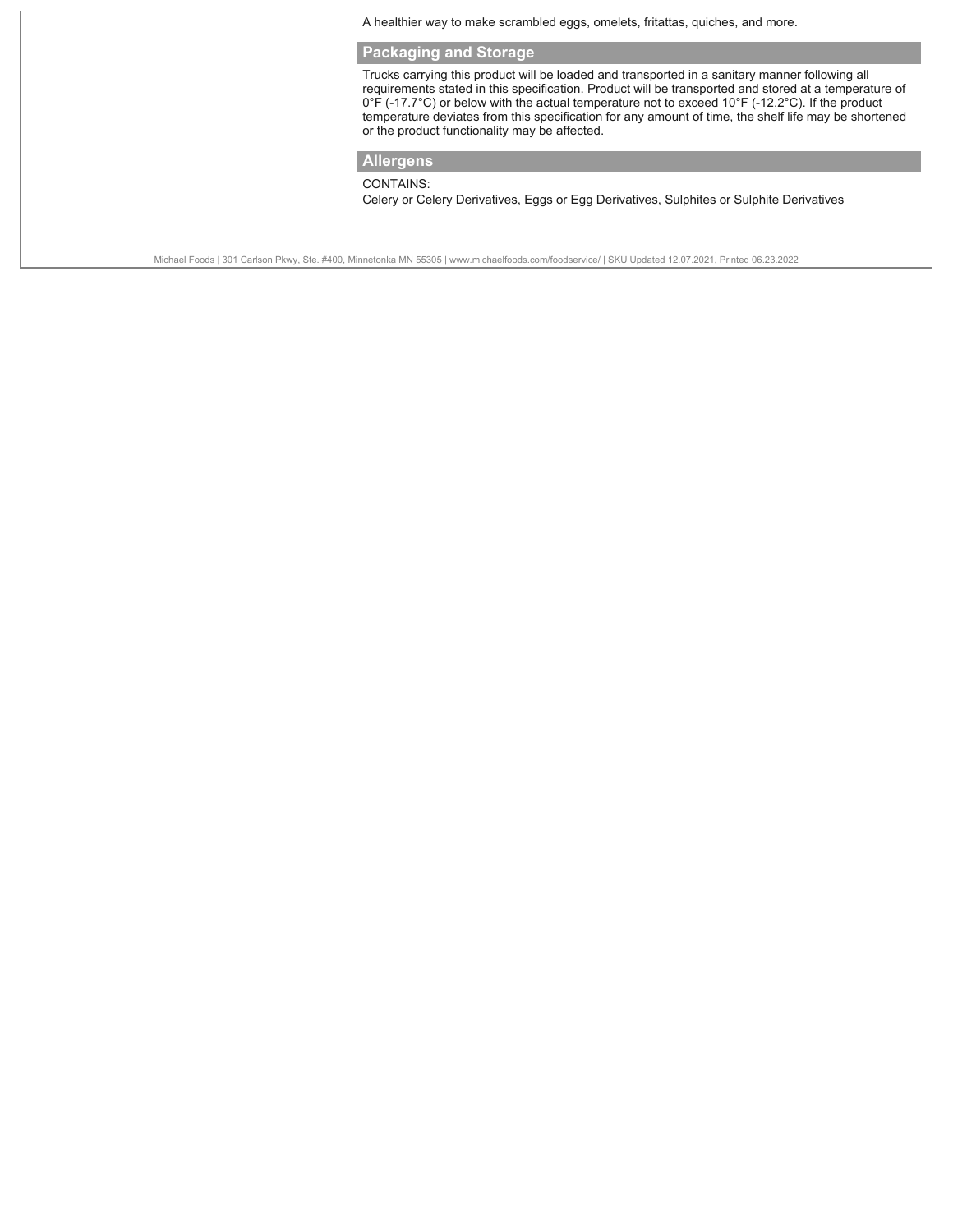A healthier way to make scrambled eggs, omelets, fritattas, quiches, and more.

## Packaging and Storage

Trucks carrying this product will be loaded and transported in a sanitary manner following all requirements stated in this specification. Product will be transported and stored at a temperature of 0°F (-17.7°C) or below with the actual temperature not to exceed 10°F (-12.2°C). If the product temperature deviates from this specification for any amount of time, the shelf life may be shortened or the product functionality may be affected.

## Allergens

CONTAINS:
Celery or Celery Derivatives, Eggs or Egg Derivatives, Sulphites or Sulphite Derivatives

Michael Foods | 301 Carlson Pkwy, Ste. #400, Minnetonka MN 55305 | www.michaelfoods.com/foodservice/ | SKU Updated 12.07.2021, Printed 06.23.2022